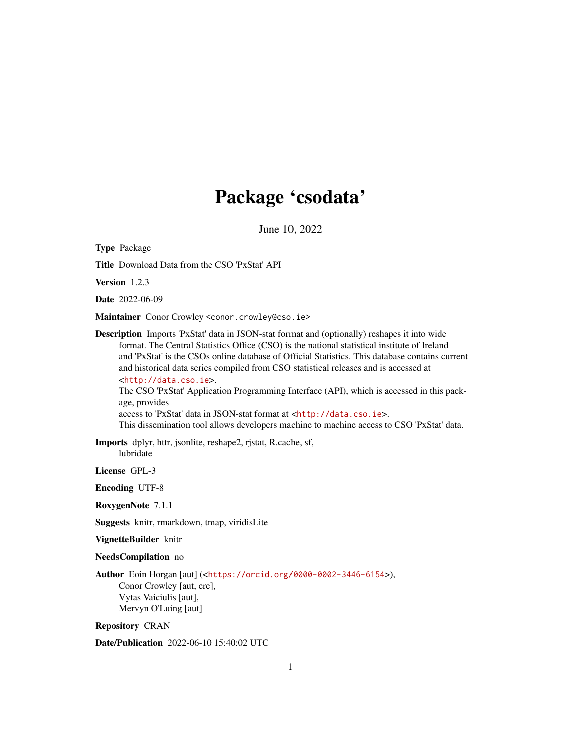# Package 'csodata'

June 10, 2022

**Type** Package

**Title** Download Data from the CSO 'PxStat' API

**Version** 1.2.3

**Date** 2022-06-09

**Maintainer** Conor Crowley <conor.crowley@cso.ie>

**Description** Imports 'PxStat' data in JSON-stat format and (optionally) reshapes it into wide format. The Central Statistics Office (CSO) is the national statistical institute of Ireland and 'PxStat' is the CSOs online database of Official Statistics. This database contains current and historical data series compiled from CSO statistical releases and is accessed at <http://data.cso.ie>.
The CSO 'PxStat' Application Programming Interface (API), which is accessed in this package, provides
access to 'PxStat' data in JSON-stat format at <http://data.cso.ie>.
This dissemination tool allows developers machine to machine access to CSO 'PxStat' data.

**Imports** dplyr, httr, jsonlite, reshape2, rjstat, R.cache, sf, lubridate

**License** GPL-3

**Encoding** UTF-8

**RoxygenNote** 7.1.1

**Suggests** knitr, rmarkdown, tmap, viridisLite

**VignetteBuilder** knitr

**NeedsCompilation** no

**Author** Eoin Horgan [aut] (<https://orcid.org/0000-0002-3446-6154>),
Conor Crowley [aut, cre],
Vytas Vaiciulis [aut],
Mervyn O'Luing [aut]

**Repository** CRAN

**Date/Publication** 2022-06-10 15:40:02 UTC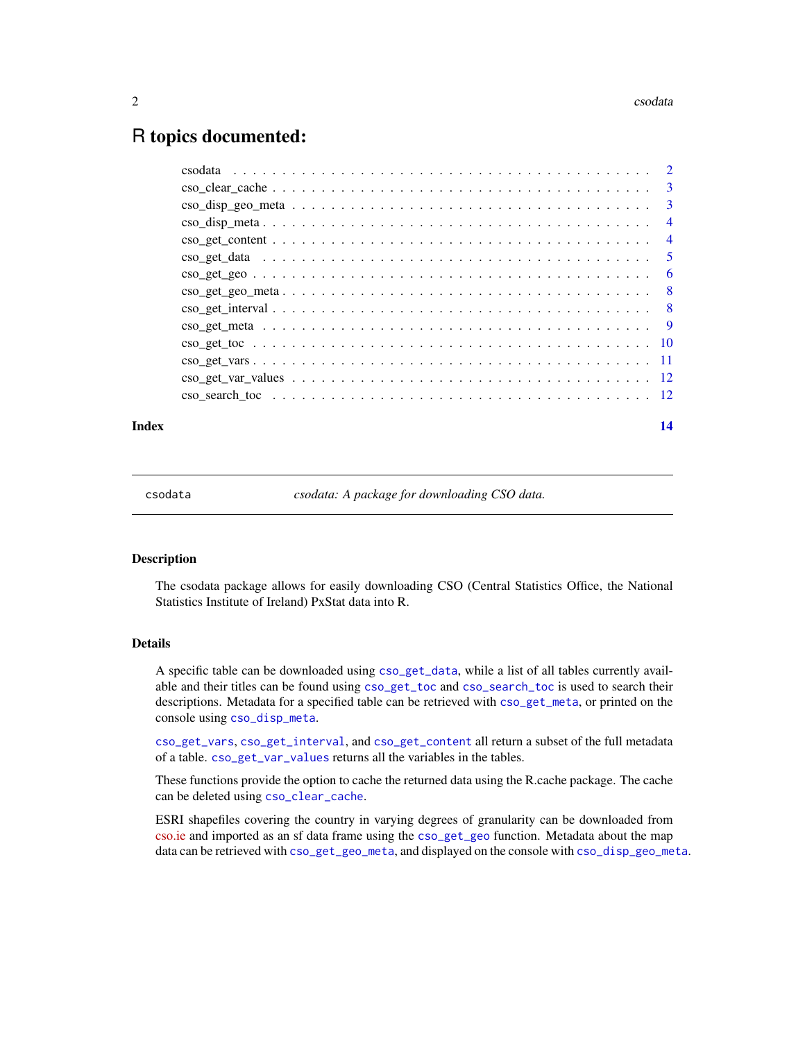# R topics documented:

| | |
|---|---|
| csodata | 2 |
| cso_clear_cache | 3 |
| cso_disp_geo_meta | 3 |
| cso_disp_meta | 4 |
| cso_get_content | 4 |
| cso_get_data | 5 |
| cso_get_geo | 6 |
| cso_get_geo_meta | 8 |
| cso_get_interval | 8 |
| cso_get_meta | 9 |
| cso_get_toc | 10 |
| cso_get_vars | 11 |
| cso_get_var_values | 12 |
| cso_search_toc | 12 |
| **Index** | **14** |

---

`csodata` *csodata: A package for downloading CSO data.*

---

### Description

The csodata package allows for easily downloading CSO (Central Statistics Office, the National Statistics Institute of Ireland) PxStat data into R.

### Details

A specific table can be downloaded using `cso_get_data`, while a list of all tables currently available and their titles can be found using `cso_get_toc` and `cso_search_toc` is used to search their descriptions. Metadata for a specified table can be retrieved with `cso_get_meta`, or printed on the console using `cso_disp_meta`.

`cso_get_vars`, `cso_get_interval`, and `cso_get_content` all return a subset of the full metadata of a table. `cso_get_var_values` returns all the variables in the tables.

These functions provide the option to cache the returned data using the R.cache package. The cache can be deleted using `cso_clear_cache`.

ESRI shapefiles covering the country in varying degrees of granularity can be downloaded from cso.ie and imported as an sf data frame using the `cso_get_geo` function. Metadata about the map data can be retrieved with `cso_get_geo_meta`, and displayed on the console with `cso_disp_geo_meta`.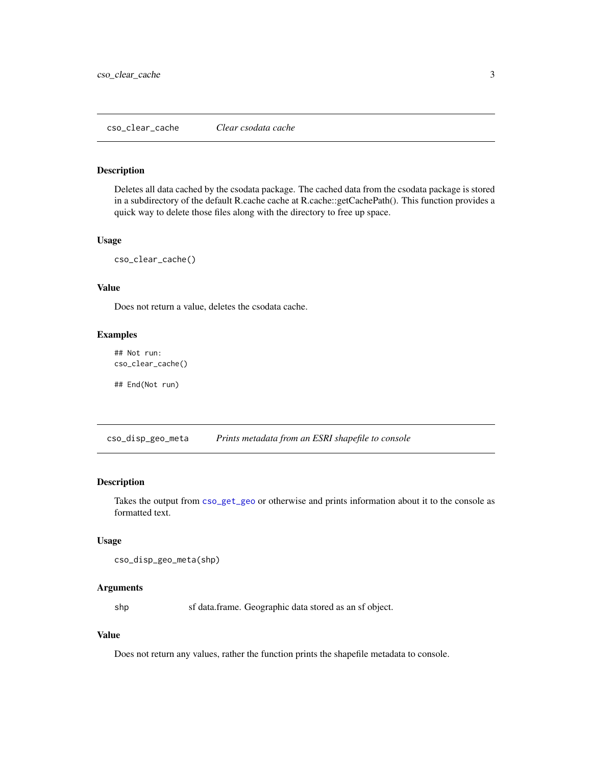## cso_clear_cache — *Clear csodata cache*

### Description

Deletes all data cached by the csodata package. The cached data from the csodata package is stored in a subdirectory of the default R.cache cache at R.cache::getCachePath(). This function provides a quick way to delete those files along with the directory to free up space.

### Usage

```
cso_clear_cache()
```

### Value

Does not return a value, deletes the csodata cache.

### Examples

```
## Not run:
cso_clear_cache()

## End(Not run)
```

## cso_disp_geo_meta — *Prints metadata from an ESRI shapefile to console*

### Description

Takes the output from cso_get_geo or otherwise and prints information about it to the console as formatted text.

### Usage

```
cso_disp_geo_meta(shp)
```

### Arguments

| | |
|---|---|
| shp | sf data.frame. Geographic data stored as an sf object. |

### Value

Does not return any values, rather the function prints the shapefile metadata to console.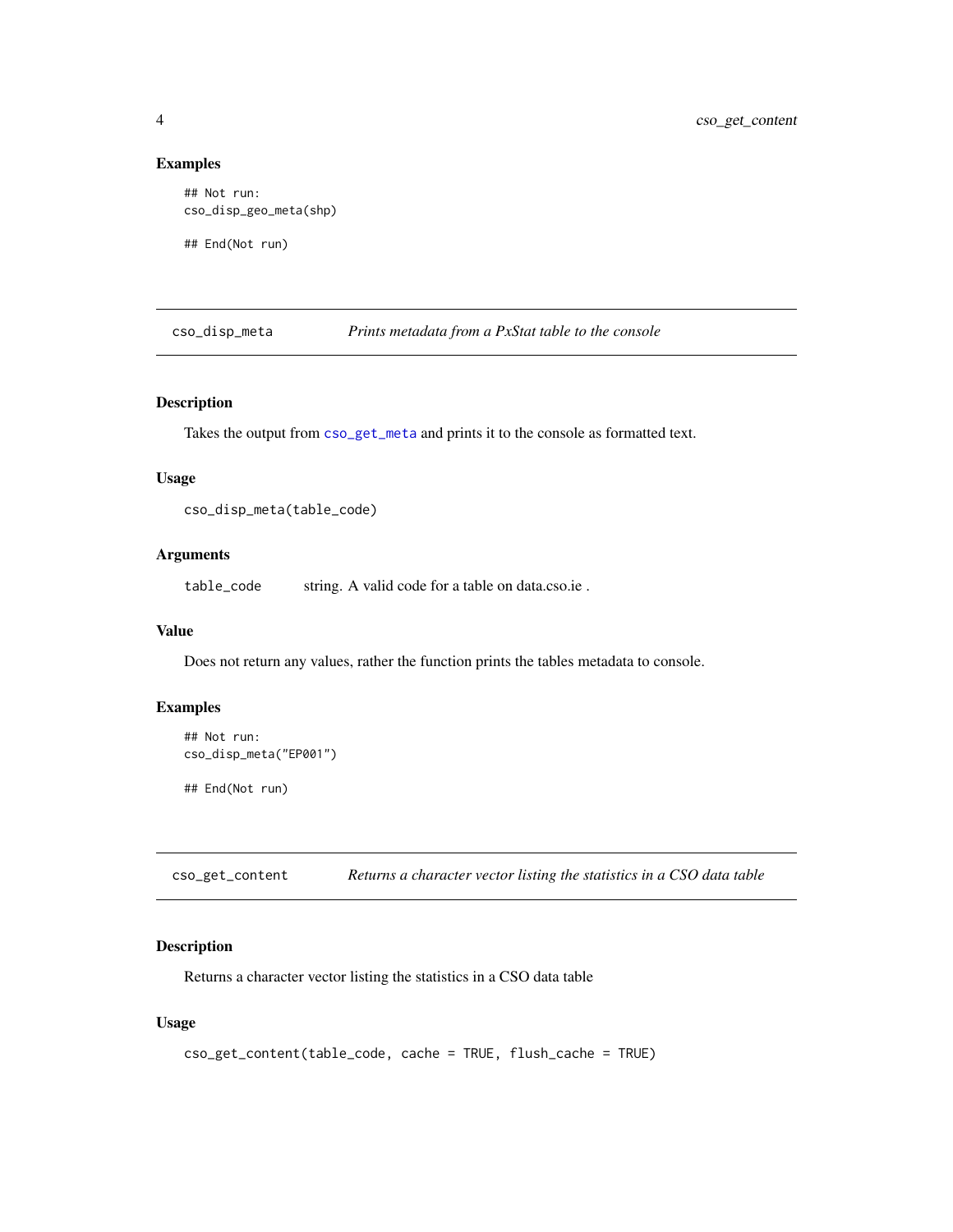## Examples

```
## Not run:
cso_disp_geo_meta(shp)

## End(Not run)
```

---

## cso_disp_meta — *Prints metadata from a PxStat table to the console*

### Description

Takes the output from `cso_get_meta` and prints it to the console as formatted text.

### Usage

```
cso_disp_meta(table_code)
```

### Arguments

| | |
|---|---|
| `table_code` | string. A valid code for a table on data.cso.ie . |

### Value

Does not return any values, rather the function prints the tables metadata to console.

### Examples

```
## Not run:
cso_disp_meta("EP001")

## End(Not run)
```

---

## cso_get_content — *Returns a character vector listing the statistics in a CSO data table*

### Description

Returns a character vector listing the statistics in a CSO data table

### Usage

```
cso_get_content(table_code, cache = TRUE, flush_cache = TRUE)
```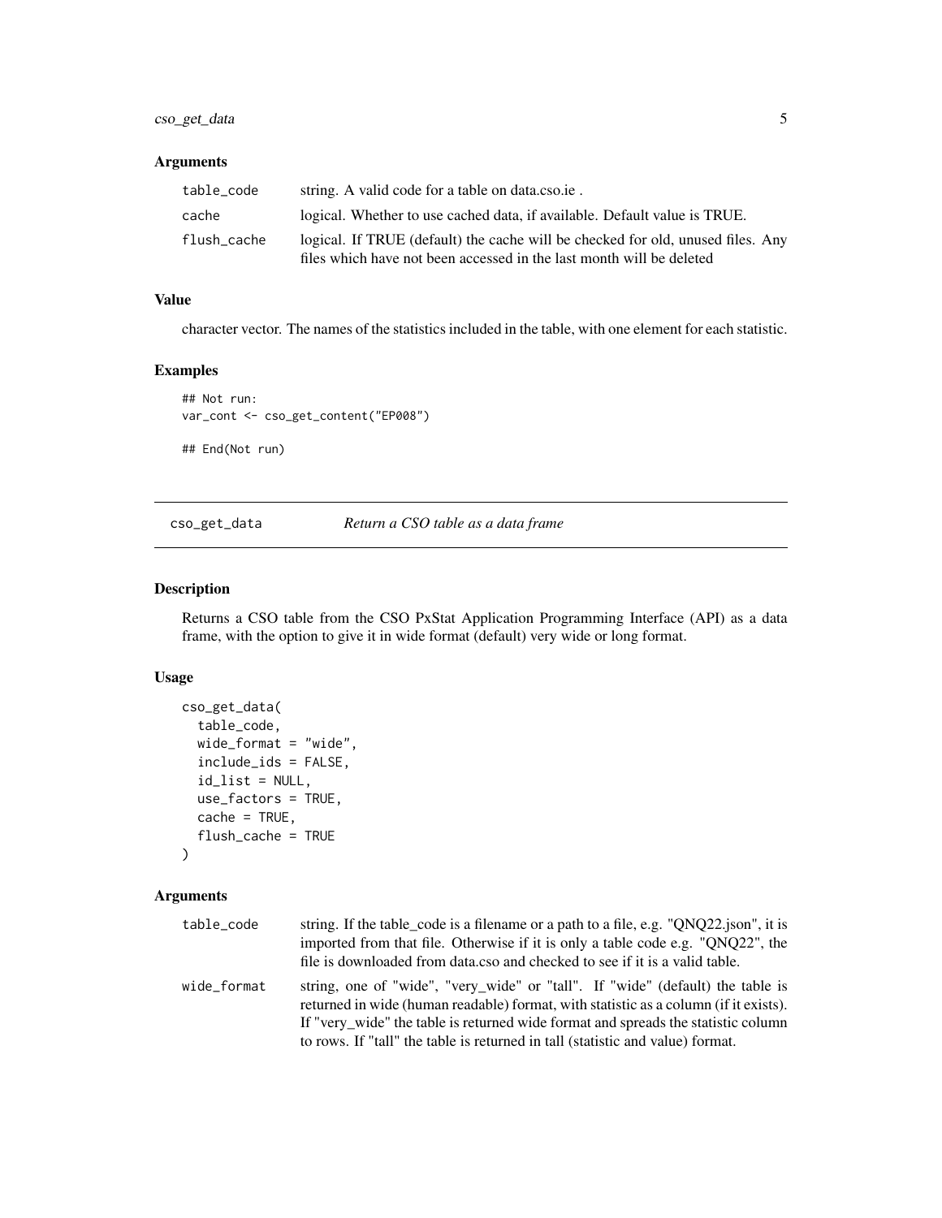### Arguments

| | |
|---|---|
| table_code | string. A valid code for a table on data.cso.ie . |
| cache | logical. Whether to use cached data, if available. Default value is TRUE. |
| flush_cache | logical. If TRUE (default) the cache will be checked for old, unused files. Any files which have not been accessed in the last month will be deleted |

### Value

character vector. The names of the statistics included in the table, with one element for each statistic.

### Examples

```
## Not run:
var_cont <- cso_get_content("EP008")

## End(Not run)
```

---

## cso_get_data *Return a CSO table as a data frame*

### Description

Returns a CSO table from the CSO PxStat Application Programming Interface (API) as a data frame, with the option to give it in wide format (default) very wide or long format.

### Usage

```
cso_get_data(
  table_code,
  wide_format = "wide",
  include_ids = FALSE,
  id_list = NULL,
  use_factors = TRUE,
  cache = TRUE,
  flush_cache = TRUE
)
```

### Arguments

| | |
|---|---|
| table_code | string. If the table_code is a filename or a path to a file, e.g. "QNQ22.json", it is imported from that file. Otherwise if it is only a table code e.g. "QNQ22", the file is downloaded from data.cso and checked to see if it is a valid table. |
| wide_format | string, one of "wide", "very_wide" or "tall". If "wide" (default) the table is returned in wide (human readable) format, with statistic as a column (if it exists). If "very_wide" the table is returned wide format and spreads the statistic column to rows. If "tall" the table is returned in tall (statistic and value) format. |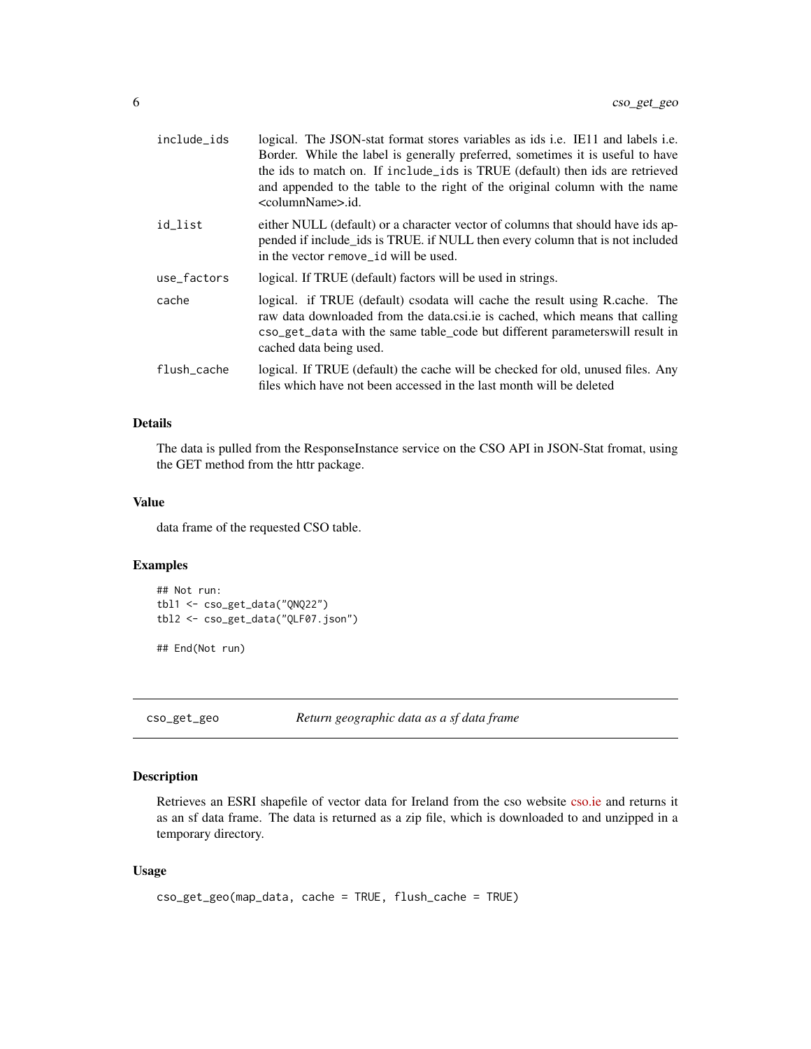| | |
|---|---|
| `include_ids` | logical. The JSON-stat format stores variables as ids i.e. IE11 and labels i.e. Border. While the label is generally preferred, sometimes it is useful to have the ids to match on. If `include_ids` is TRUE (default) then ids are retrieved and appended to the table to the right of the original column with the name <columnName>.id. |
| `id_list` | either NULL (default) or a character vector of columns that should have ids appended if include_ids is TRUE. if NULL then every column that is not included in the vector `remove_id` will be used. |
| `use_factors` | logical. If TRUE (default) factors will be used in strings. |
| `cache` | logical. if TRUE (default) csodata will cache the result using R.cache. The raw data downloaded from the data.csi.ie is cached, which means that calling `cso_get_data` with the same table_code but different parameterswill result in cached data being used. |
| `flush_cache` | logical. If TRUE (default) the cache will be checked for old, unused files. Any files which have not been accessed in the last month will be deleted |

### Details

The data is pulled from the ResponseInstance service on the CSO API in JSON-Stat fromat, using the GET method from the httr package.

### Value

data frame of the requested CSO table.

### Examples

```
## Not run:
tbl1 <- cso_get_data("QNQ22")
tbl2 <- cso_get_data("QLF07.json")

## End(Not run)
```

---

## cso_get_geo *Return geographic data as a sf data frame*

### Description

Retrieves an ESRI shapefile of vector data for Ireland from the cso website cso.ie and returns it as an sf data frame. The data is returned as a zip file, which is downloaded to and unzipped in a temporary directory.

### Usage

```
cso_get_geo(map_data, cache = TRUE, flush_cache = TRUE)
```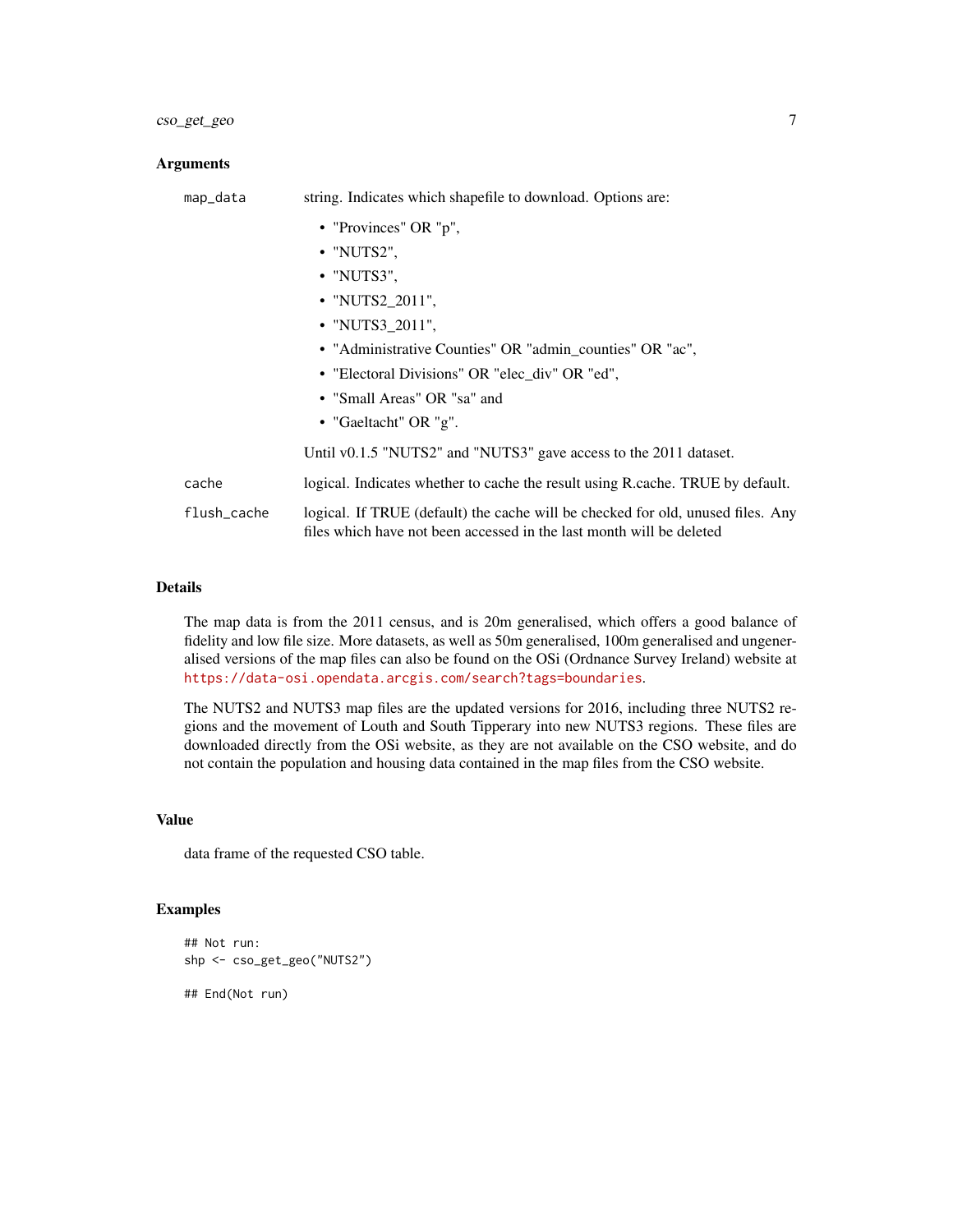### Arguments

| | |
|---|---|
| `map_data` | string. Indicates which shapefile to download. Options are: <br>• "Provinces" OR "p", <br>• "NUTS2", <br>• "NUTS3", <br>• "NUTS2_2011", <br>• "NUTS3_2011", <br>• "Administrative Counties" OR "admin_counties" OR "ac", <br>• "Electoral Divisions" OR "elec_div" OR "ed", <br>• "Small Areas" OR "sa" and <br>• "Gaeltacht" OR "g". <br><br>Until v0.1.5 "NUTS2" and "NUTS3" gave access to the 2011 dataset. |
| `cache` | logical. Indicates whether to cache the result using R.cache. TRUE by default. |
| `flush_cache` | logical. If TRUE (default) the cache will be checked for old, unused files. Any files which have not been accessed in the last month will be deleted |

### Details

The map data is from the 2011 census, and is 20m generalised, which offers a good balance of fidelity and low file size. More datasets, as well as 50m generalised, 100m generalised and ungeneralised versions of the map files can also be found on the OSi (Ordnance Survey Ireland) website at https://data-osi.opendata.arcgis.com/search?tags=boundaries.

The NUTS2 and NUTS3 map files are the updated versions for 2016, including three NUTS2 regions and the movement of Louth and South Tipperary into new NUTS3 regions. These files are downloaded directly from the OSi website, as they are not available on the CSO website, and do not contain the population and housing data contained in the map files from the CSO website.

### Value

data frame of the requested CSO table.

### Examples

```
## Not run:
shp <- cso_get_geo("NUTS2")

## End(Not run)
```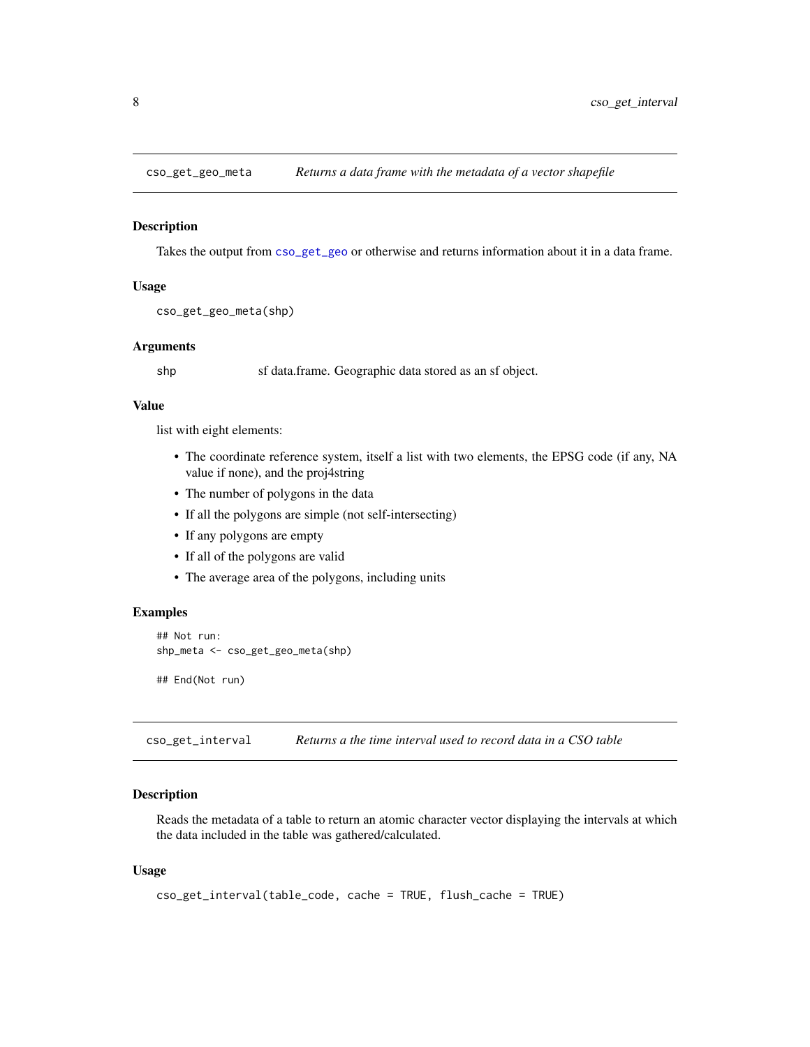## cso_get_geo_meta *Returns a data frame with the metadata of a vector shapefile*

### Description

Takes the output from cso_get_geo or otherwise and returns information about it in a data frame.

### Usage

```
cso_get_geo_meta(shp)
```

### Arguments

shp sf data.frame. Geographic data stored as an sf object.

### Value

list with eight elements:

- The coordinate reference system, itself a list with two elements, the EPSG code (if any, NA value if none), and the proj4string
- The number of polygons in the data
- If all the polygons are simple (not self-intersecting)
- If any polygons are empty
- If all of the polygons are valid
- The average area of the polygons, including units

### Examples

```
## Not run:
shp_meta <- cso_get_geo_meta(shp)

## End(Not run)
```

## cso_get_interval *Returns a the time interval used to record data in a CSO table*

### Description

Reads the metadata of a table to return an atomic character vector displaying the intervals at which the data included in the table was gathered/calculated.

### Usage

```
cso_get_interval(table_code, cache = TRUE, flush_cache = TRUE)
```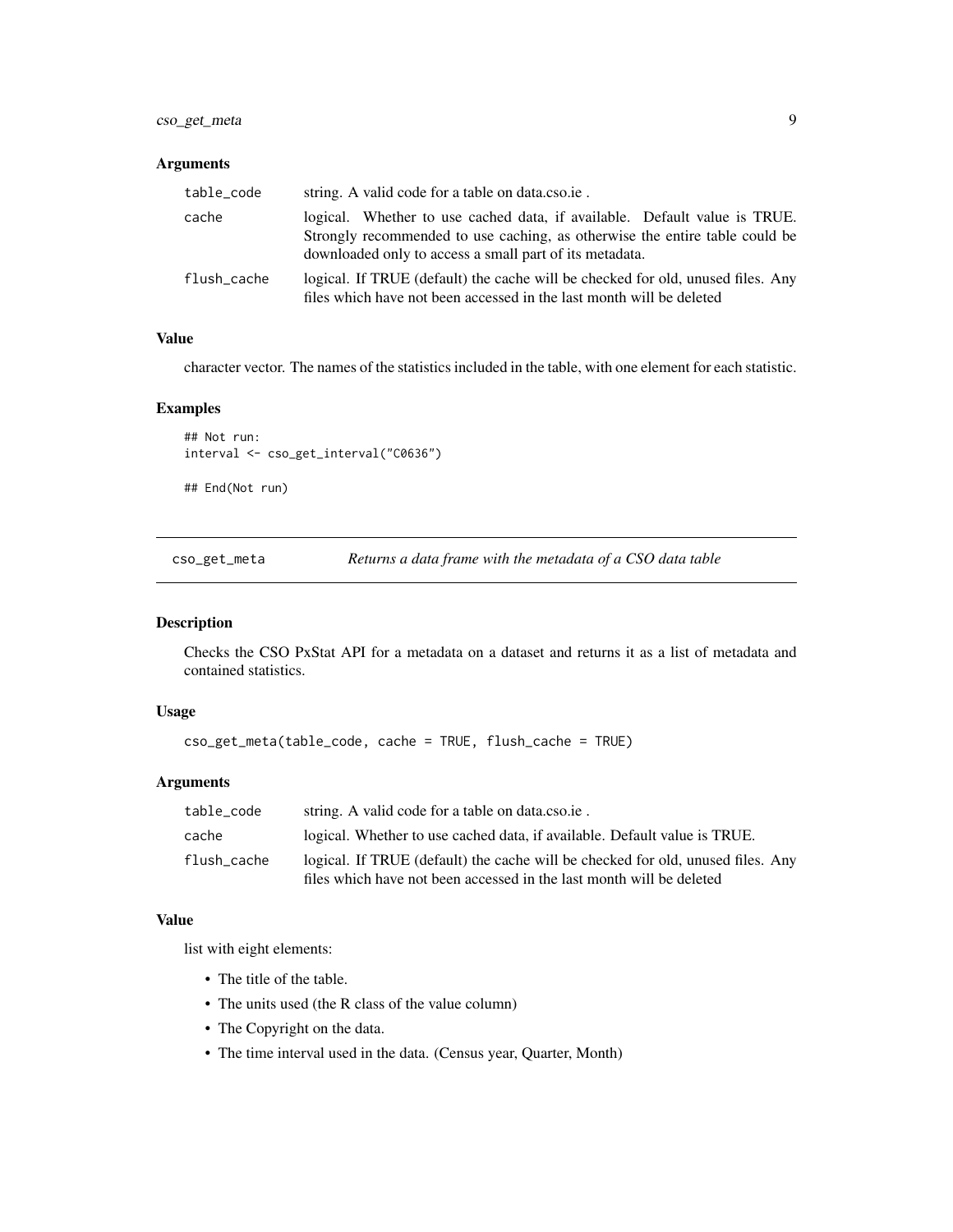### Arguments

| | |
|---|---|
| table_code | string. A valid code for a table on data.cso.ie . |
| cache | logical. Whether to use cached data, if available. Default value is TRUE. Strongly recommended to use caching, as otherwise the entire table could be downloaded only to access a small part of its metadata. |
| flush_cache | logical. If TRUE (default) the cache will be checked for old, unused files. Any files which have not been accessed in the last month will be deleted |

### Value

character vector. The names of the statistics included in the table, with one element for each statistic.

### Examples

```
## Not run:
interval <- cso_get_interval("C0636")

## End(Not run)
```

---

## cso_get_meta — *Returns a data frame with the metadata of a CSO data table*

### Description

Checks the CSO PxStat API for a metadata on a dataset and returns it as a list of metadata and contained statistics.

### Usage

```
cso_get_meta(table_code, cache = TRUE, flush_cache = TRUE)
```

### Arguments

| | |
|---|---|
| table_code | string. A valid code for a table on data.cso.ie . |
| cache | logical. Whether to use cached data, if available. Default value is TRUE. |
| flush_cache | logical. If TRUE (default) the cache will be checked for old, unused files. Any files which have not been accessed in the last month will be deleted |

### Value

list with eight elements:

- The title of the table.
- The units used (the R class of the value column)
- The Copyright on the data.
- The time interval used in the data. (Census year, Quarter, Month)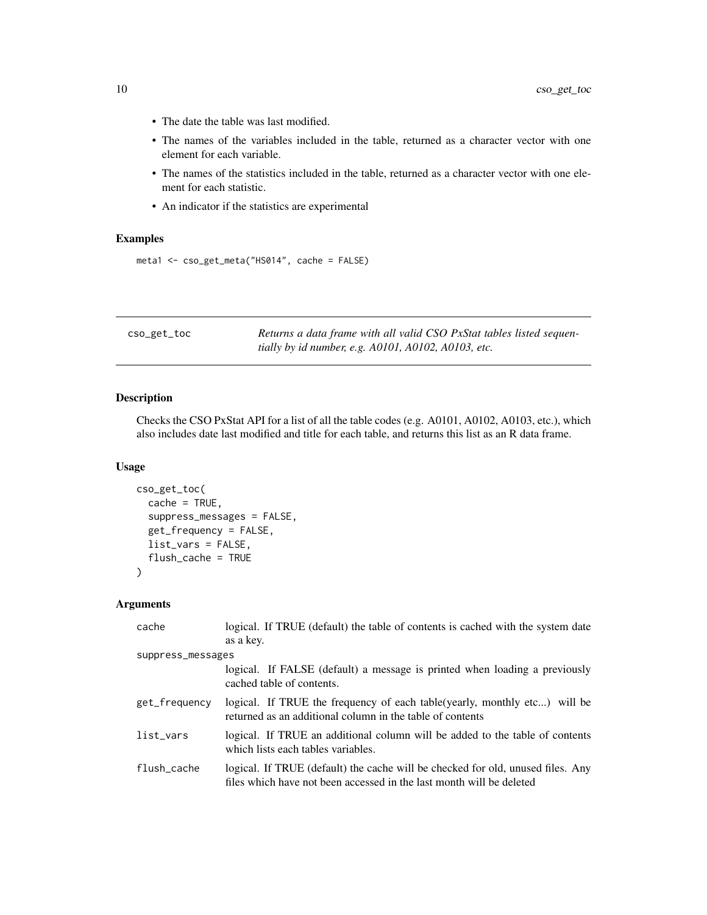- The date the table was last modified.
- The names of the variables included in the table, returned as a character vector with one element for each variable.
- The names of the statistics included in the table, returned as a character vector with one element for each statistic.
- An indicator if the statistics are experimental

### Examples

```
meta1 <- cso_get_meta("HS014", cache = FALSE)
```

## cso_get_toc

*Returns a data frame with all valid CSO PxStat tables listed sequentially by id number, e.g. A0101, A0102, A0103, etc.*

### Description

Checks the CSO PxStat API for a list of all the table codes (e.g. A0101, A0102, A0103, etc.), which also includes date last modified and title for each table, and returns this list as an R data frame.

### Usage

```
cso_get_toc(
  cache = TRUE,
  suppress_messages = FALSE,
  get_frequency = FALSE,
  list_vars = FALSE,
  flush_cache = TRUE
)
```

### Arguments

| | |
|---|---|
| cache | logical. If TRUE (default) the table of contents is cached with the system date as a key. |
| suppress_messages | logical. If FALSE (default) a message is printed when loading a previously cached table of contents. |
| get_frequency | logical. If TRUE the frequency of each table(yearly, monthly etc...) will be returned as an additional column in the table of contents |
| list_vars | logical. If TRUE an additional column will be added to the table of contents which lists each tables variables. |
| flush_cache | logical. If TRUE (default) the cache will be checked for old, unused files. Any files which have not been accessed in the last month will be deleted |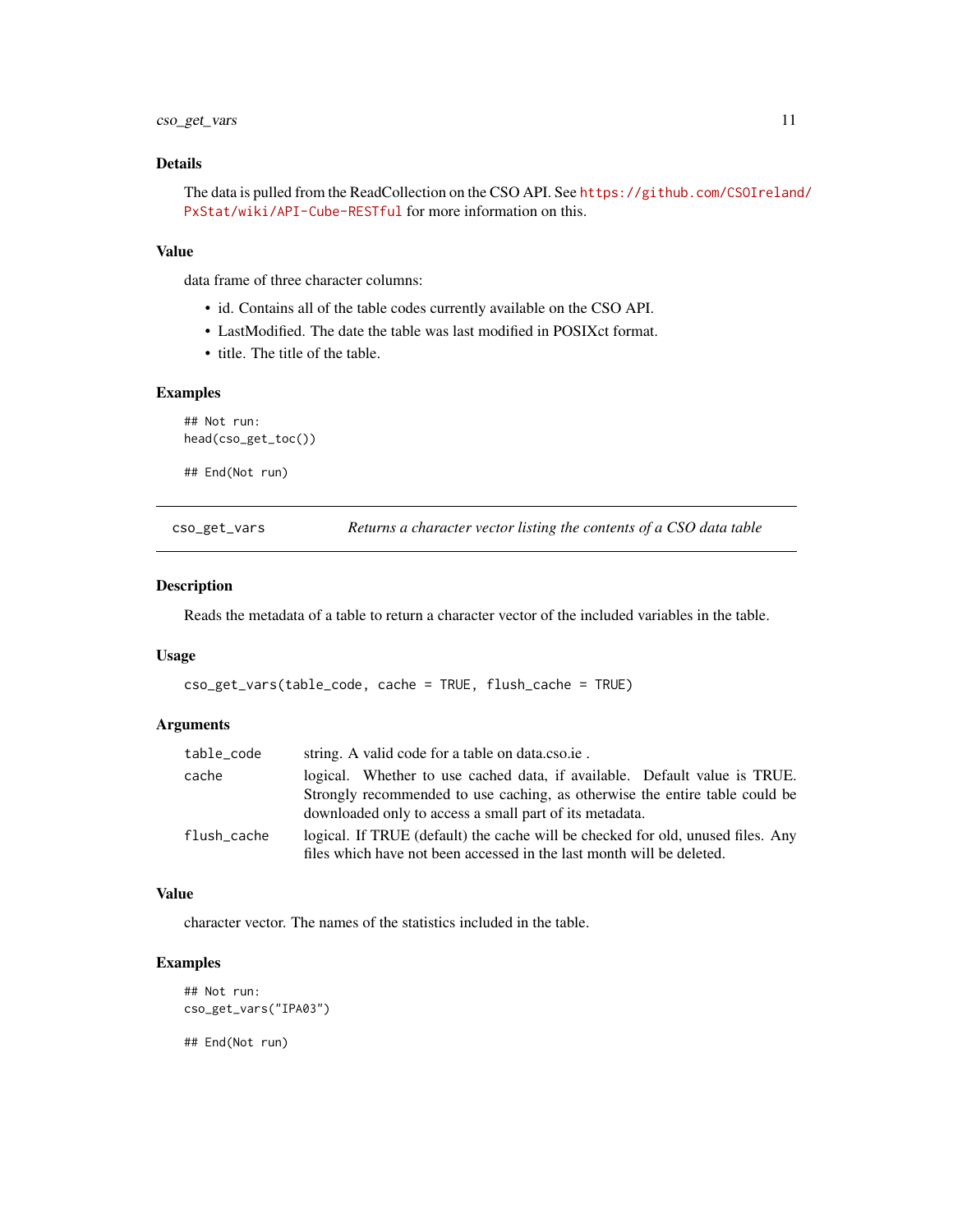### Details

The data is pulled from the ReadCollection on the CSO API. See https://github.com/CSOIreland/PxStat/wiki/API-Cube-RESTful for more information on this.

### Value

data frame of three character columns:

- id. Contains all of the table codes currently available on the CSO API.
- LastModified. The date the table was last modified in POSIXct format.
- title. The title of the table.

### Examples

```
## Not run:
head(cso_get_toc())

## End(Not run)
```

---

## cso_get_vars — *Returns a character vector listing the contents of a CSO data table*

### Description

Reads the metadata of a table to return a character vector of the included variables in the table.

### Usage

```
cso_get_vars(table_code, cache = TRUE, flush_cache = TRUE)
```

### Arguments

| | |
|---|---|
| `table_code` | string. A valid code for a table on data.cso.ie . |
| `cache` | logical. Whether to use cached data, if available. Default value is TRUE. Strongly recommended to use caching, as otherwise the entire table could be downloaded only to access a small part of its metadata. |
| `flush_cache` | logical. If TRUE (default) the cache will be checked for old, unused files. Any files which have not been accessed in the last month will be deleted. |

### Value

character vector. The names of the statistics included in the table.

### Examples

```
## Not run:
cso_get_vars("IPA03")

## End(Not run)
```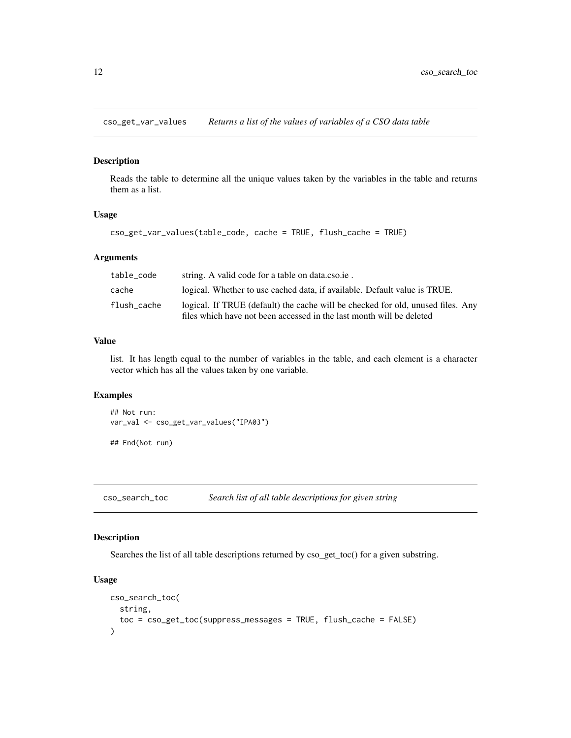## cso_get_var_values — *Returns a list of the values of variables of a CSO data table*

### Description

Reads the table to determine all the unique values taken by the variables in the table and returns them as a list.

### Usage

```
cso_get_var_values(table_code, cache = TRUE, flush_cache = TRUE)
```

### Arguments

| | |
|---|---|
| `table_code` | string. A valid code for a table on data.cso.ie . |
| `cache` | logical. Whether to use cached data, if available. Default value is TRUE. |
| `flush_cache` | logical. If TRUE (default) the cache will be checked for old, unused files. Any files which have not been accessed in the last month will be deleted |

### Value

list. It has length equal to the number of variables in the table, and each element is a character vector which has all the values taken by one variable.

### Examples

```
## Not run:
var_val <- cso_get_var_values("IPA03")

## End(Not run)
```

## cso_search_toc — *Search list of all table descriptions for given string*

### Description

Searches the list of all table descriptions returned by cso_get_toc() for a given substring.

### Usage

```
cso_search_toc(
  string,
  toc = cso_get_toc(suppress_messages = TRUE, flush_cache = FALSE)
)
```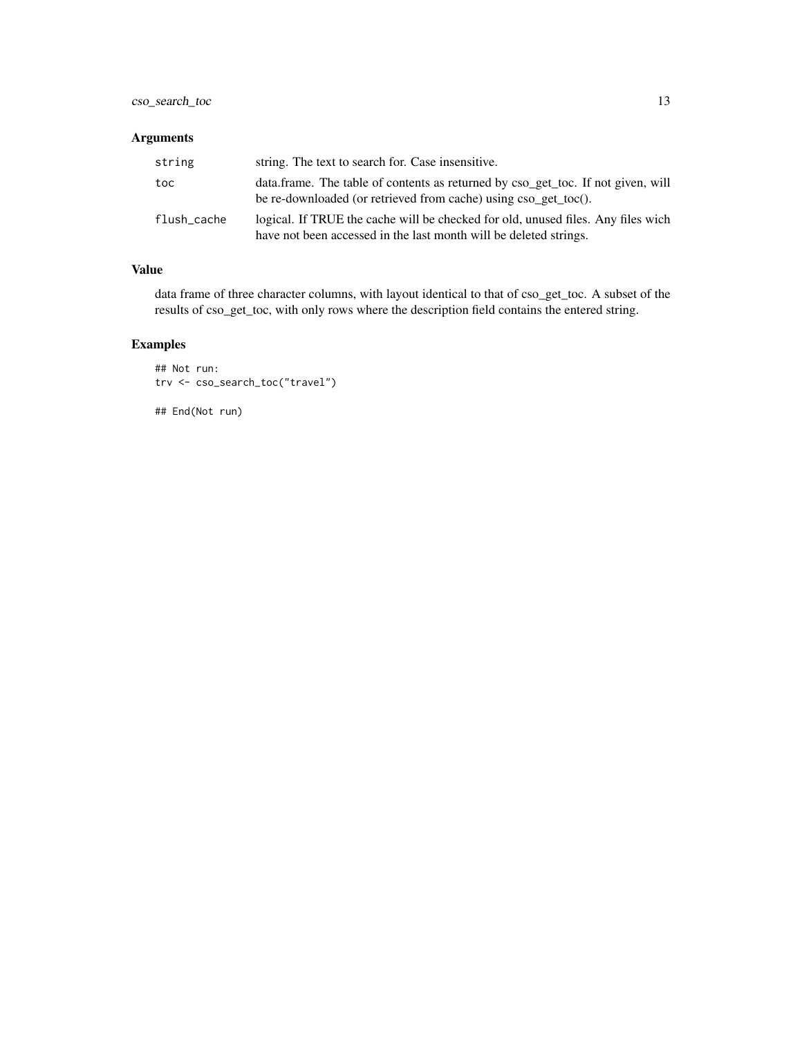## Arguments

| | |
|---|---|
| string | string. The text to search for. Case insensitive. |
| toc | data.frame. The table of contents as returned by cso_get_toc. If not given, will be re-downloaded (or retrieved from cache) using cso_get_toc(). |
| flush_cache | logical. If TRUE the cache will be checked for old, unused files. Any files wich have not been accessed in the last month will be deleted strings. |

## Value

data frame of three character columns, with layout identical to that of cso_get_toc. A subset of the results of cso_get_toc, with only rows where the description field contains the entered string.

## Examples

```
## Not run:
trv <- cso_search_toc("travel")

## End(Not run)
```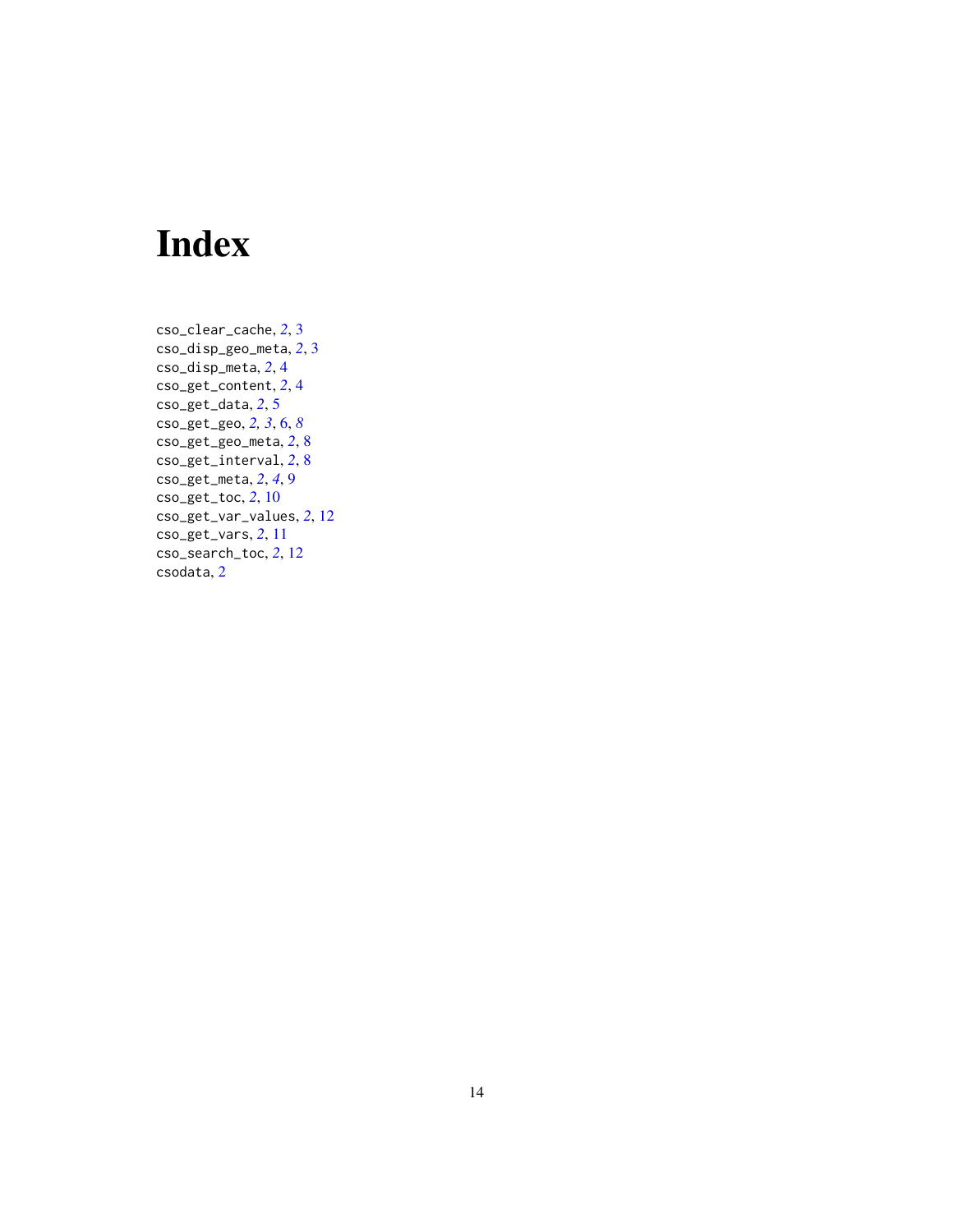# Index

cso_clear_cache, *2*, 3
cso_disp_geo_meta, *2*, 3
cso_disp_meta, *2*, 4
cso_get_content, *2*, 4
cso_get_data, *2*, 5
cso_get_geo, *2, 3*, 6, *8*
cso_get_geo_meta, *2*, 8
cso_get_interval, *2*, 8
cso_get_meta, *2*, *4*, 9
cso_get_toc, *2*, 10
cso_get_var_values, *2*, 12
cso_get_vars, *2*, 11
cso_search_toc, *2*, 12
csodata, 2